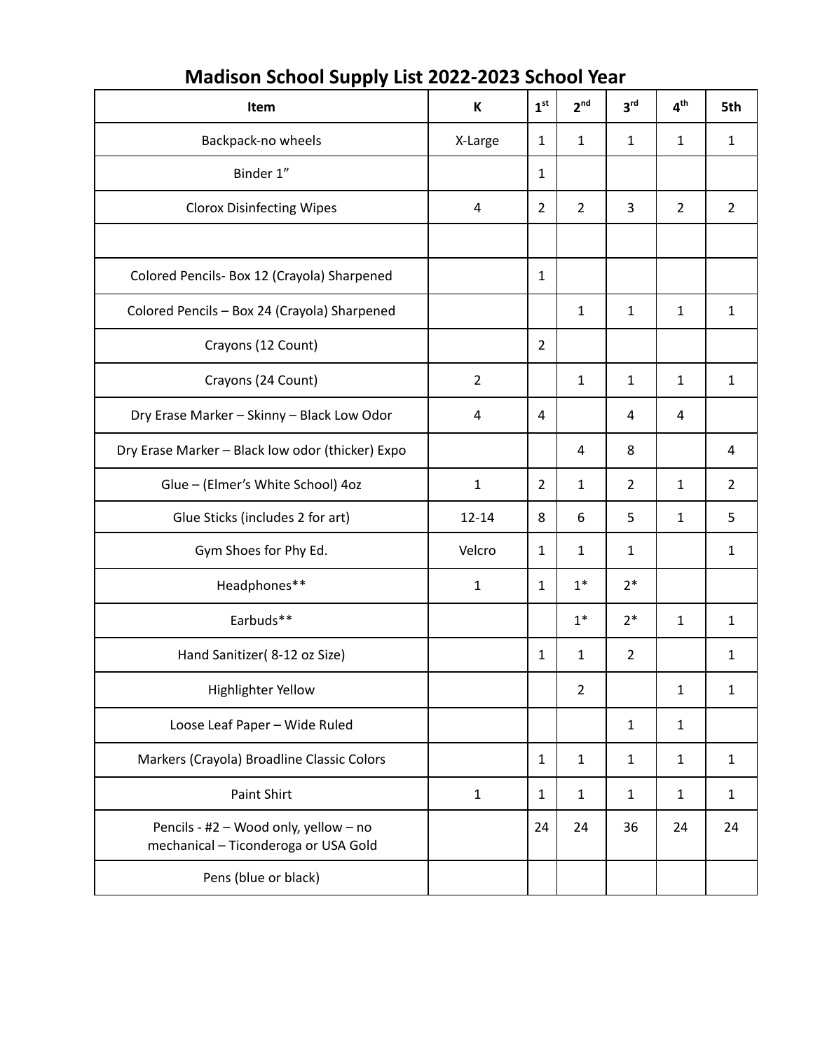# Madison School Supply List 2022-2023 School Year

| Item | K | 1st | 2nd | 3rd | 4th | 5th |
|---|---|---|---|---|---|---|
| Backpack-no wheels | X-Large | 1 | 1 | 1 | 1 | 1 |
| Binder 1” | | 1 | | | | |
| Clorox Disinfecting Wipes | 4 | 2 | 2 | 3 | 2 | 2 |
| | | | | | | |
| Colored Pencils- Box 12 (Crayola) Sharpened | | 1 | | | | |
| Colored Pencils – Box 24 (Crayola) Sharpened | | | 1 | 1 | 1 | 1 |
| Crayons (12 Count) | | 2 | | | | |
| Crayons (24 Count) | 2 | | 1 | 1 | 1 | 1 |
| Dry Erase Marker – Skinny – Black Low Odor | 4 | 4 | | 4 | 4 | |
| Dry Erase Marker – Black low odor (thicker) Expo | | | 4 | 8 | | 4 |
| Glue – (Elmer’s White School) 4oz | 1 | 2 | 1 | 2 | 1 | 2 |
| Glue Sticks (includes 2 for art) | 12-14 | 8 | 6 | 5 | 1 | 5 |
| Gym Shoes for Phy Ed. | Velcro | 1 | 1 | 1 | | 1 |
| Headphones** | 1 | 1 | 1* | 2* | | |
| Earbuds** | | | 1* | 2* | 1 | 1 |
| Hand Sanitizer( 8-12 oz Size) | | 1 | 1 | 2 | | 1 |
| Highlighter Yellow | | | 2 | | 1 | 1 |
| Loose Leaf Paper – Wide Ruled | | | | 1 | 1 | |
| Markers (Crayola) Broadline Classic Colors | | 1 | 1 | 1 | 1 | 1 |
| Paint Shirt | 1 | 1 | 1 | 1 | 1 | 1 |
| Pencils - #2 – Wood only, yellow – no mechanical – Ticonderoga or USA Gold | | 24 | 24 | 36 | 24 | 24 |
| Pens (blue or black) | | | | | | |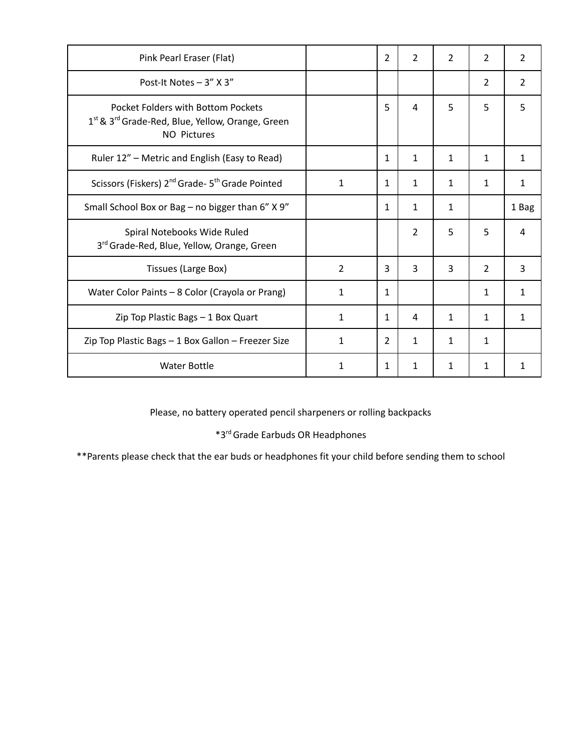| | | | | | | |
|---|---|---|---|---|---|---|
| Pink Pearl Eraser (Flat) | | 2 | 2 | 2 | 2 | 2 |
| Post-It Notes – 3” X 3” | | | | | 2 | 2 |
| Pocket Folders with Bottom Pockets 1st & 3rd Grade-Red, Blue, Yellow, Orange, Green NO Pictures | | 5 | 4 | 5 | 5 | 5 |
| Ruler 12” – Metric and English (Easy to Read) | | 1 | 1 | 1 | 1 | 1 |
| Scissors (Fiskers) 2nd Grade- 5th Grade Pointed | 1 | 1 | 1 | 1 | 1 | 1 |
| Small School Box or Bag – no bigger than 6” X 9” | | 1 | 1 | 1 | | 1 Bag |
| Spiral Notebooks Wide Ruled 3rd Grade-Red, Blue, Yellow, Orange, Green | | | 2 | 5 | 5 | 4 |
| Tissues (Large Box) | 2 | 3 | 3 | 3 | 2 | 3 |
| Water Color Paints – 8 Color (Crayola or Prang) | 1 | 1 | | | 1 | 1 |
| Zip Top Plastic Bags – 1 Box Quart | 1 | 1 | 4 | 1 | 1 | 1 |
| Zip Top Plastic Bags – 1 Box Gallon – Freezer Size | 1 | 2 | 1 | 1 | 1 | |
| Water Bottle | 1 | 1 | 1 | 1 | 1 | 1 |

Please, no battery operated pencil sharpeners or rolling backpacks

*3rd Grade Earbuds OR Headphones

**Parents please check that the ear buds or headphones fit your child before sending them to school